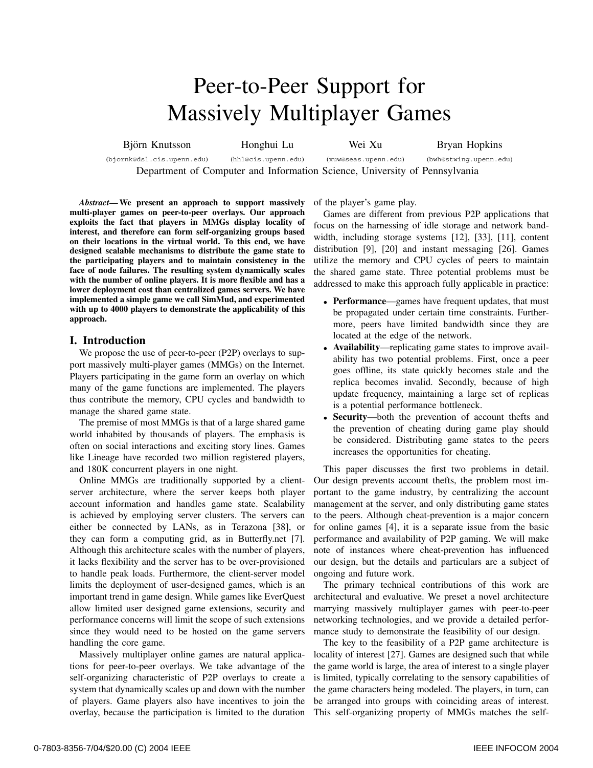# Peer-to-Peer Support for Massively Multiplayer Games

Björn Knutsson (bjornk@dsl.cis.upenn.edu) Honghui Lu (hhl@cis.upenn.edu) Wei Xu (xuw@seas.upenn.edu) Bryan Hopkins (bwh@stwing.upenn.edu)

Department of Computer and Information Science, University of Pennsylvania

***Abstract*— We present an approach to support massively multi-player games on peer-to-peer overlays. Our approach exploits the fact that players in MMGs display locality of interest, and therefore can form self-organizing groups based on their locations in the virtual world. To this end, we have designed scalable mechanisms to distribute the game state to the participating players and to maintain consistency in the face of node failures. The resulting system dynamically scales with the number of online players. It is more flexible and has a lower deployment cost than centralized games servers. We have implemented a simple game we call SimMud, and experimented with up to 4000 players to demonstrate the applicability of this approach.**

## I. Introduction

We propose the use of peer-to-peer (P2P) overlays to support massively multi-player games (MMGs) on the Internet. Players participating in the game form an overlay on which many of the game functions are implemented. The players thus contribute the memory, CPU cycles and bandwidth to manage the shared game state.

The premise of most MMGs is that of a large shared game world inhabited by thousands of players. The emphasis is often on social interactions and exciting story lines. Games like Lineage have recorded two million registered players, and 180K concurrent players in one night.

Online MMGs are traditionally supported by a client-server architecture, where the server keeps both player account information and handles game state. Scalability is achieved by employing server clusters. The servers can either be connected by LANs, as in Terazona [38], or they can form a computing grid, as in Butterfly.net [7]. Although this architecture scales with the number of players, it lacks flexibility and the server has to be over-provisioned to handle peak loads. Furthermore, the client-server model limits the deployment of user-designed games, which is an important trend in game design. While games like EverQuest allow limited user designed game extensions, security and performance concerns will limit the scope of such extensions since they would need to be hosted on the game servers handling the core game.

Massively multiplayer online games are natural applications for peer-to-peer overlays. We take advantage of the self-organizing characteristic of P2P overlays to create a system that dynamically scales up and down with the number of players. Game players also have incentives to join the overlay, because the participation is limited to the duration of the player's game play.

Games are different from previous P2P applications that focus on the harnessing of idle storage and network bandwidth, including storage systems [12], [33], [11], content distribution [9], [20] and instant messaging [26]. Games utilize the memory and CPU cycles of peers to maintain the shared game state. Three potential problems must be addressed to make this approach fully applicable in practice:

- **Performance**—games have frequent updates, that must be propagated under certain time constraints. Furthermore, peers have limited bandwidth since they are located at the edge of the network.
- **Availability**—replicating game states to improve availability has two potential problems. First, once a peer goes offline, its state quickly becomes stale and the replica becomes invalid. Secondly, because of high update frequency, maintaining a large set of replicas is a potential performance bottleneck.
- **Security**—both the prevention of account thefts and the prevention of cheating during game play should be considered. Distributing game states to the peers increases the opportunities for cheating.

This paper discusses the first two problems in detail. Our design prevents account thefts, the problem most important to the game industry, by centralizing the account management at the server, and only distributing game states to the peers. Although cheat-prevention is a major concern for online games [4], it is a separate issue from the basic performance and availability of P2P gaming. We will make note of instances where cheat-prevention has influenced our design, but the details and particulars are a subject of ongoing and future work.

The primary technical contributions of this work are architectural and evaluative. We preset a novel architecture marrying massively multiplayer games with peer-to-peer networking technologies, and we provide a detailed performance study to demonstrate the feasibility of our design.

The key to the feasibility of a P2P game architecture is locality of interest [27]. Games are designed such that while the game world is large, the area of interest to a single player is limited, typically correlating to the sensory capabilities of the game characters being modeled. The players, in turn, can be arranged into groups with coinciding areas of interest. This self-organizing property of MMGs matches the self-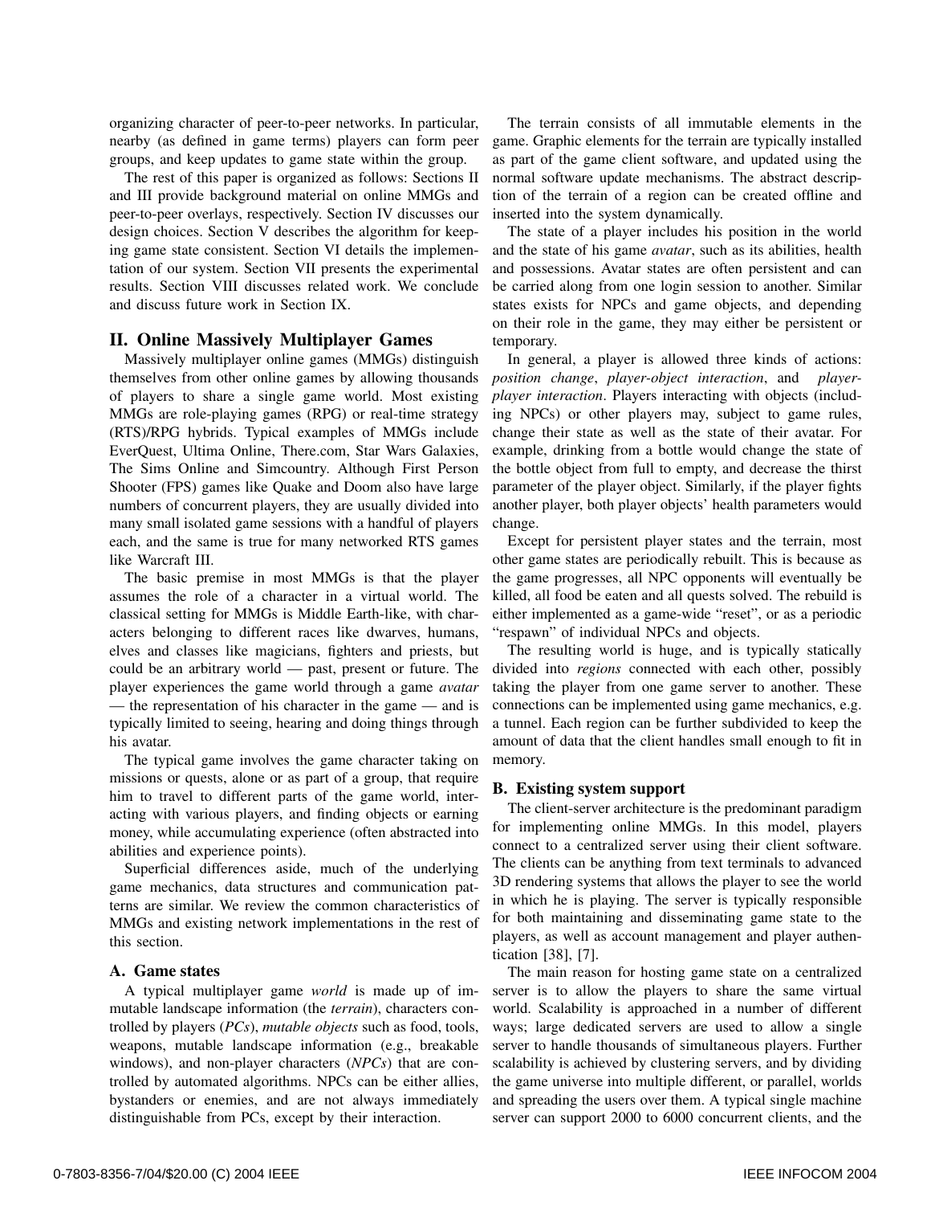organizing character of peer-to-peer networks. In particular, nearby (as defined in game terms) players can form peer groups, and keep updates to game state within the group.

The rest of this paper is organized as follows: Sections II and III provide background material on online MMGs and peer-to-peer overlays, respectively. Section IV discusses our design choices. Section V describes the algorithm for keeping game state consistent. Section VI details the implementation of our system. Section VII presents the experimental results. Section VIII discusses related work. We conclude and discuss future work in Section IX.

## II. Online Massively Multiplayer Games

Massively multiplayer online games (MMGs) distinguish themselves from other online games by allowing thousands of players to share a single game world. Most existing MMGs are role-playing games (RPG) or real-time strategy (RTS)/RPG hybrids. Typical examples of MMGs include EverQuest, Ultima Online, There.com, Star Wars Galaxies, The Sims Online and Simcountry. Although First Person Shooter (FPS) games like Quake and Doom also have large numbers of concurrent players, they are usually divided into many small isolated game sessions with a handful of players each, and the same is true for many networked RTS games like Warcraft III.

The basic premise in most MMGs is that the player assumes the role of a character in a virtual world. The classical setting for MMGs is Middle Earth-like, with characters belonging to different races like dwarves, humans, elves and classes like magicians, fighters and priests, but could be an arbitrary world — past, present or future. The player experiences the game world through a game *avatar* — the representation of his character in the game — and is typically limited to seeing, hearing and doing things through his avatar.

The typical game involves the game character taking on missions or quests, alone or as part of a group, that require him to travel to different parts of the game world, interacting with various players, and finding objects or earning money, while accumulating experience (often abstracted into abilities and experience points).

Superficial differences aside, much of the underlying game mechanics, data structures and communication patterns are similar. We review the common characteristics of MMGs and existing network implementations in the rest of this section.

### A. Game states

A typical multiplayer game *world* is made up of immutable landscape information (the *terrain*), characters controlled by players (*PCs*), *mutable objects* such as food, tools, weapons, mutable landscape information (e.g., breakable windows), and non-player characters (*NPCs*) that are controlled by automated algorithms. NPCs can be either allies, bystanders or enemies, and are not always immediately distinguishable from PCs, except by their interaction.

The terrain consists of all immutable elements in the game. Graphic elements for the terrain are typically installed as part of the game client software, and updated using the normal software update mechanisms. The abstract description of the terrain of a region can be created offline and inserted into the system dynamically.

The state of a player includes his position in the world and the state of his game *avatar*, such as its abilities, health and possessions. Avatar states are often persistent and can be carried along from one login session to another. Similar states exists for NPCs and game objects, and depending on their role in the game, they may either be persistent or temporary.

In general, a player is allowed three kinds of actions: *position change*, *player-object interaction*, and *player-player interaction*. Players interacting with objects (including NPCs) or other players may, subject to game rules, change their state as well as the state of their avatar. For example, drinking from a bottle would change the state of the bottle object from full to empty, and decrease the thirst parameter of the player object. Similarly, if the player fights another player, both player objects' health parameters would change.

Except for persistent player states and the terrain, most other game states are periodically rebuilt. This is because as the game progresses, all NPC opponents will eventually be killed, all food be eaten and all quests solved. The rebuild is either implemented as a game-wide "reset", or as a periodic "respawn" of individual NPCs and objects.

The resulting world is huge, and is typically statically divided into *regions* connected with each other, possibly taking the player from one game server to another. These connections can be implemented using game mechanics, e.g. a tunnel. Each region can be further subdivided to keep the amount of data that the client handles small enough to fit in memory.

### B. Existing system support

The client-server architecture is the predominant paradigm for implementing online MMGs. In this model, players connect to a centralized server using their client software. The clients can be anything from text terminals to advanced 3D rendering systems that allows the player to see the world in which he is playing. The server is typically responsible for both maintaining and disseminating game state to the players, as well as account management and player authentication [38], [7].

The main reason for hosting game state on a centralized server is to allow the players to share the same virtual world. Scalability is approached in a number of different ways; large dedicated servers are used to allow a single server to handle thousands of simultaneous players. Further scalability is achieved by clustering servers, and by dividing the game universe into multiple different, or parallel, worlds and spreading the users over them. A typical single machine server can support 2000 to 6000 concurrent clients, and the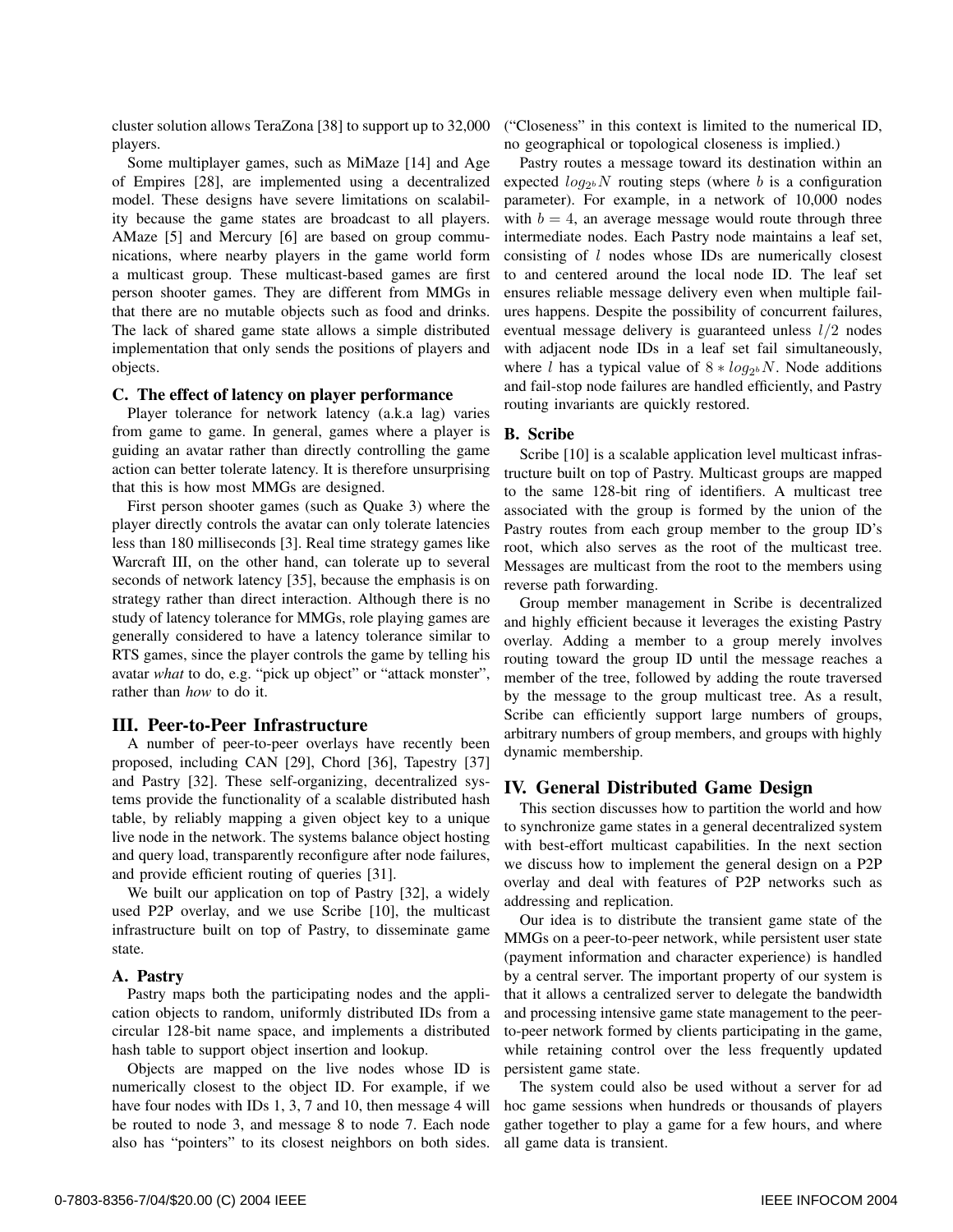cluster solution allows TeraZona [38] to support up to 32,000 players.

Some multiplayer games, such as MiMaze [14] and Age of Empires [28], are implemented using a decentralized model. These designs have severe limitations on scalability because the game states are broadcast to all players. AMaze [5] and Mercury [6] are based on group communications, where nearby players in the game world form a multicast group. These multicast-based games are first person shooter games. They are different from MMGs in that there are no mutable objects such as food and drinks. The lack of shared game state allows a simple distributed implementation that only sends the positions of players and objects.

### C. The effect of latency on player performance

Player tolerance for network latency (a.k.a lag) varies from game to game. In general, games where a player is guiding an avatar rather than directly controlling the game action can better tolerate latency. It is therefore unsurprising that this is how most MMGs are designed.

First person shooter games (such as Quake 3) where the player directly controls the avatar can only tolerate latencies less than 180 milliseconds [3]. Real time strategy games like Warcraft III, on the other hand, can tolerate up to several seconds of network latency [35], because the emphasis is on strategy rather than direct interaction. Although there is no study of latency tolerance for MMGs, role playing games are generally considered to have a latency tolerance similar to RTS games, since the player controls the game by telling his avatar *what* to do, e.g. "pick up object" or "attack monster", rather than *how* to do it.

## III. Peer-to-Peer Infrastructure

A number of peer-to-peer overlays have recently been proposed, including CAN [29], Chord [36], Tapestry [37] and Pastry [32]. These self-organizing, decentralized systems provide the functionality of a scalable distributed hash table, by reliably mapping a given object key to a unique live node in the network. The systems balance object hosting and query load, transparently reconfigure after node failures, and provide efficient routing of queries [31].

We built our application on top of Pastry [32], a widely used P2P overlay, and we use Scribe [10], the multicast infrastructure built on top of Pastry, to disseminate game state.

### A. Pastry

Pastry maps both the participating nodes and the application objects to random, uniformly distributed IDs from a circular 128-bit name space, and implements a distributed hash table to support object insertion and lookup.

Objects are mapped on the live nodes whose ID is numerically closest to the object ID. For example, if we have four nodes with IDs 1, 3, 7 and 10, then message 4 will be routed to node 3, and message 8 to node 7. Each node also has "pointers" to its closest neighbors on both sides. ("Closeness" in this context is limited to the numerical ID, no geographical or topological closeness is implied.)

Pastry routes a message toward its destination within an expected $log_{2^b} N$ routing steps (where $b$ is a configuration parameter). For example, in a network of 10,000 nodes with $b = 4$, an average message would route through three intermediate nodes. Each Pastry node maintains a leaf set, consisting of $l$ nodes whose IDs are numerically closest to and centered around the local node ID. The leaf set ensures reliable message delivery even when multiple failures happens. Despite the possibility of concurrent failures, eventual message delivery is guaranteed unless $l/2$ nodes with adjacent node IDs in a leaf set fail simultaneously, where $l$ has a typical value of $8 * log_{2^b} N$. Node additions and fail-stop node failures are handled efficiently, and Pastry routing invariants are quickly restored.

### B. Scribe

Scribe [10] is a scalable application level multicast infrastructure built on top of Pastry. Multicast groups are mapped to the same 128-bit ring of identifiers. A multicast tree associated with the group is formed by the union of the Pastry routes from each group member to the group ID's root, which also serves as the root of the multicast tree. Messages are multicast from the root to the members using reverse path forwarding.

Group member management in Scribe is decentralized and highly efficient because it leverages the existing Pastry overlay. Adding a member to a group merely involves routing toward the group ID until the message reaches a member of the tree, followed by adding the route traversed by the message to the group multicast tree. As a result, Scribe can efficiently support large numbers of groups, arbitrary numbers of group members, and groups with highly dynamic membership.

## IV. General Distributed Game Design

This section discusses how to partition the world and how to synchronize game states in a general decentralized system with best-effort multicast capabilities. In the next section we discuss how to implement the general design on a P2P overlay and deal with features of P2P networks such as addressing and replication.

Our idea is to distribute the transient game state of the MMGs on a peer-to-peer network, while persistent user state (payment information and character experience) is handled by a central server. The important property of our system is that it allows a centralized server to delegate the bandwidth and processing intensive game state management to the peer-to-peer network formed by clients participating in the game, while retaining control over the less frequently updated persistent game state.

The system could also be used without a server for ad hoc game sessions when hundreds or thousands of players gather together to play a game for a few hours, and where all game data is transient.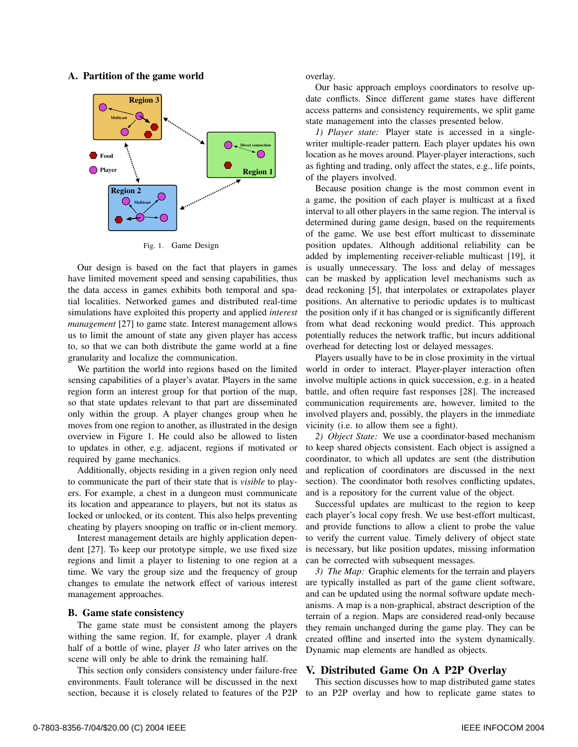## A. Partition of the game world

Fig. 1. Game Design

Our design is based on the fact that players in games have limited movement speed and sensing capabilities, thus the data access in games exhibits both temporal and spatial localities. Networked games and distributed real-time simulations have exploited this property and applied *interest management* [27] to game state. Interest management allows us to limit the amount of state any given player has access to, so that we can both distribute the game world at a fine granularity and localize the communication.

We partition the world into regions based on the limited sensing capabilities of a player's avatar. Players in the same region form an interest group for that portion of the map, so that state updates relevant to that part are disseminated only within the group. A player changes group when he moves from one region to another, as illustrated in the design overview in Figure 1. He could also be allowed to listen to updates in other, e.g. adjacent, regions if motivated or required by game mechanics.

Additionally, objects residing in a given region only need to communicate the part of their state that is *visible* to players. For example, a chest in a dungeon must communicate its location and appearance to players, but not its status as locked or unlocked, or its content. This also helps preventing cheating by players snooping on traffic or in-client memory.

Interest management details are highly application dependent [27]. To keep our prototype simple, we use fixed size regions and limit a player to listening to one region at a time. We vary the group size and the frequency of group changes to emulate the network effect of various interest management approaches.

## B. Game state consistency

The game state must be consistent among the players withing the same region. If, for example, player $A$ drank half of a bottle of wine, player $B$ who later arrives on the scene will only be able to drink the remaining half.

This section only considers consistency under failure-free environments. Fault tolerance will be discussed in the next section, because it is closely related to features of the P2P overlay.

Our basic approach employs coordinators to resolve update conflicts. Since different game states have different access patterns and consistency requirements, we split game state management into the classes presented below.

*1) Player state:* Player state is accessed in a single-writer multiple-reader pattern. Each player updates his own location as he moves around. Player-player interactions, such as fighting and trading, only affect the states, e.g., life points, of the players involved.

Because position change is the most common event in a game, the position of each player is multicast at a fixed interval to all other players in the same region. The interval is determined during game design, based on the requirements of the game. We use best effort multicast to disseminate position updates. Although additional reliability can be added by implementing receiver-reliable multicast [19], it is usually unnecessary. The loss and delay of messages can be masked by application level mechanisms such as dead reckoning [5], that interpolates or extrapolates player positions. An alternative to periodic updates is to multicast the position only if it has changed or is significantly different from what dead reckoning would predict. This approach potentially reduces the network traffic, but incurs additional overhead for detecting lost or delayed messages.

Players usually have to be in close proximity in the virtual world in order to interact. Player-player interaction often involve multiple actions in quick succession, e.g. in a heated battle, and often require fast responses [28]. The increased communication requirements are, however, limited to the involved players and, possibly, the players in the immediate vicinity (i.e. to allow them see a fight).

*2) Object State:* We use a coordinator-based mechanism to keep shared objects consistent. Each object is assigned a coordinator, to which all updates are sent (the distribution and replication of coordinators are discussed in the next section). The coordinator both resolves conflicting updates, and is a repository for the current value of the object.

Successful updates are multicast to the region to keep each player's local copy fresh. We use best-effort multicast, and provide functions to allow a client to probe the value to verify the current value. Timely delivery of object state is necessary, but like position updates, missing information can be corrected with subsequent messages.

*3) The Map:* Graphic elements for the terrain and players are typically installed as part of the game client software, and can be updated using the normal software update mechanisms. A map is a non-graphical, abstract description of the terrain of a region. Maps are considered read-only because they remain unchanged during the game play. They can be created offline and inserted into the system dynamically. Dynamic map elements are handled as objects.

# V. Distributed Game On A P2P Overlay

This section discusses how to map distributed game states to an P2P overlay and how to replicate game states to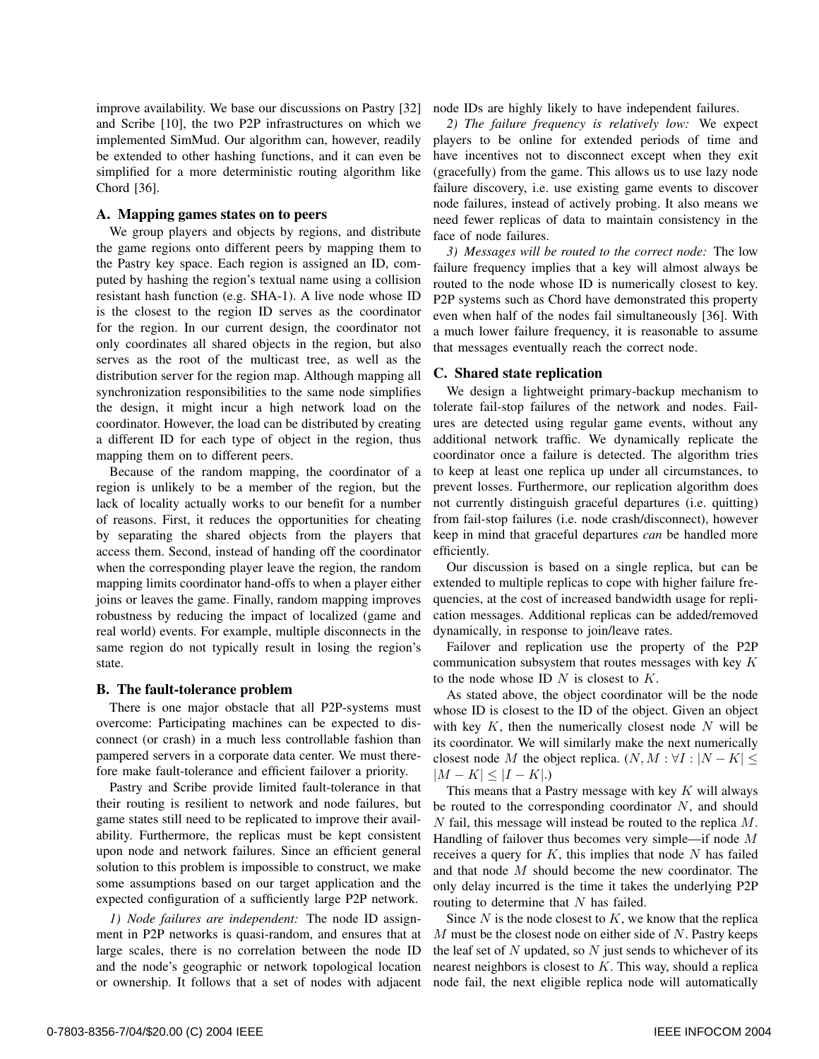improve availability. We base our discussions on Pastry [32] and Scribe [10], the two P2P infrastructures on which we implemented SimMud. Our algorithm can, however, readily be extended to other hashing functions, and it can even be simplified for a more deterministic routing algorithm like Chord [36].

### A. Mapping games states on to peers

We group players and objects by regions, and distribute the game regions onto different peers by mapping them to the Pastry key space. Each region is assigned an ID, computed by hashing the region's textual name using a collision resistant hash function (e.g. SHA-1). A live node whose ID is the closest to the region ID serves as the coordinator for the region. In our current design, the coordinator not only coordinates all shared objects in the region, but also serves as the root of the multicast tree, as well as the distribution server for the region map. Although mapping all synchronization responsibilities to the same node simplifies the design, it might incur a high network load on the coordinator. However, the load can be distributed by creating a different ID for each type of object in the region, thus mapping them on to different peers.

Because of the random mapping, the coordinator of a region is unlikely to be a member of the region, but the lack of locality actually works to our benefit for a number of reasons. First, it reduces the opportunities for cheating by separating the shared objects from the players that access them. Second, instead of handing off the coordinator when the corresponding player leave the region, the random mapping limits coordinator hand-offs to when a player either joins or leaves the game. Finally, random mapping improves robustness by reducing the impact of localized (game and real world) events. For example, multiple disconnects in the same region do not typically result in losing the region's state.

### B. The fault-tolerance problem

There is one major obstacle that all P2P-systems must overcome: Participating machines can be expected to disconnect (or crash) in a much less controllable fashion than pampered servers in a corporate data center. We must therefore make fault-tolerance and efficient failover a priority.

Pastry and Scribe provide limited fault-tolerance in that their routing is resilient to network and node failures, but game states still need to be replicated to improve their availability. Furthermore, the replicas must be kept consistent upon node and network failures. Since an efficient general solution to this problem is impossible to construct, we make some assumptions based on our target application and the expected configuration of a sufficiently large P2P network.

*1) Node failures are independent:* The node ID assignment in P2P networks is quasi-random, and ensures that at large scales, there is no correlation between the node ID and the node's geographic or network topological location or ownership. It follows that a set of nodes with adjacent node IDs are highly likely to have independent failures.

*2) The failure frequency is relatively low:* We expect players to be online for extended periods of time and have incentives not to disconnect except when they exit (gracefully) from the game. This allows us to use lazy node failure discovery, i.e. use existing game events to discover node failures, instead of actively probing. It also means we need fewer replicas of data to maintain consistency in the face of node failures.

*3) Messages will be routed to the correct node:* The low failure frequency implies that a key will almost always be routed to the node whose ID is numerically closest to key. P2P systems such as Chord have demonstrated this property even when half of the nodes fail simultaneously [36]. With a much lower failure frequency, it is reasonable to assume that messages eventually reach the correct node.

### C. Shared state replication

We design a lightweight primary-backup mechanism to tolerate fail-stop failures of the network and nodes. Failures are detected using regular game events, without any additional network traffic. We dynamically replicate the coordinator once a failure is detected. The algorithm tries to keep at least one replica up under all circumstances, to prevent losses. Furthermore, our replication algorithm does not currently distinguish graceful departures (i.e. quitting) from fail-stop failures (i.e. node crash/disconnect), however keep in mind that graceful departures *can* be handled more efficiently.

Our discussion is based on a single replica, but can be extended to multiple replicas to cope with higher failure frequencies, at the cost of increased bandwidth usage for replication messages. Additional replicas can be added/removed dynamically, in response to join/leave rates.

Failover and replication use the property of the P2P communication subsystem that routes messages with key $K$ to the node whose ID $N$ is closest to $K$.

As stated above, the object coordinator will be the node whose ID is closest to the ID of the object. Given an object with key $K$, then the numerically closest node $N$ will be its coordinator. We will similarly make the next numerically closest node $M$ the object replica. ($N, M : \forall I : |N - K| \leq |M - K| \leq |I - K|$.)

This means that a Pastry message with key $K$ will always be routed to the corresponding coordinator $N$, and should $N$ fail, this message will instead be routed to the replica $M$. Handling of failover thus becomes very simple—if node $M$ receives a query for $K$, this implies that node $N$ has failed and that node $M$ should become the new coordinator. The only delay incurred is the time it takes the underlying P2P routing to determine that $N$ has failed.

Since $N$ is the node closest to $K$, we know that the replica $M$ must be the closest node on either side of $N$. Pastry keeps the leaf set of $N$ updated, so $N$ just sends to whichever of its nearest neighbors is closest to $K$. This way, should a replica node fail, the next eligible replica node will automatically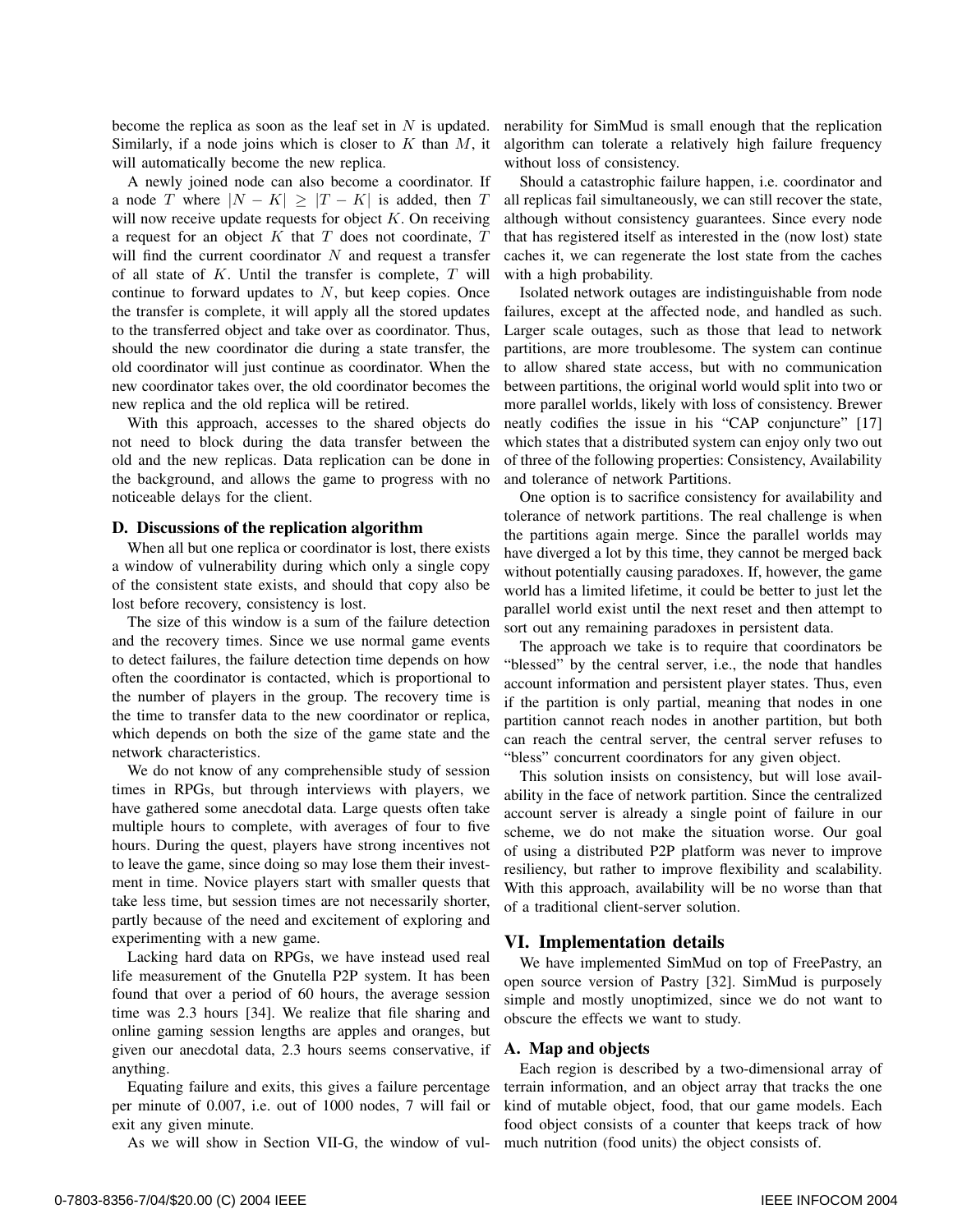become the replica as soon as the leaf set in $N$ is updated. Similarly, if a node joins which is closer to $K$ than $M$, it will automatically become the new replica.

A newly joined node can also become a coordinator. If a node $T$ where $|N - K| \geq |T - K|$ is added, then $T$ will now receive update requests for object $K$. On receiving a request for an object $K$ that $T$ does not coordinate, $T$ will find the current coordinator $N$ and request a transfer of all state of $K$. Until the transfer is complete, $T$ will continue to forward updates to $N$, but keep copies. Once the transfer is complete, it will apply all the stored updates to the transferred object and take over as coordinator. Thus, should the new coordinator die during a state transfer, the old coordinator will just continue as coordinator. When the new coordinator takes over, the old coordinator becomes the new replica and the old replica will be retired.

With this approach, accesses to the shared objects do not need to block during the data transfer between the old and the new replicas. Data replication can be done in the background, and allows the game to progress with no noticeable delays for the client.

### D. Discussions of the replication algorithm

When all but one replica or coordinator is lost, there exists a window of vulnerability during which only a single copy of the consistent state exists, and should that copy also be lost before recovery, consistency is lost.

The size of this window is a sum of the failure detection and the recovery times. Since we use normal game events to detect failures, the failure detection time depends on how often the coordinator is contacted, which is proportional to the number of players in the group. The recovery time is the time to transfer data to the new coordinator or replica, which depends on both the size of the game state and the network characteristics.

We do not know of any comprehensible study of session times in RPGs, but through interviews with players, we have gathered some anecdotal data. Large quests often take multiple hours to complete, with averages of four to five hours. During the quest, players have strong incentives not to leave the game, since doing so may lose them their investment in time. Novice players start with smaller quests that take less time, but session times are not necessarily shorter, partly because of the need and excitement of exploring and experimenting with a new game.

Lacking hard data on RPGs, we have instead used real life measurement of the Gnutella P2P system. It has been found that over a period of 60 hours, the average session time was 2.3 hours [34]. We realize that file sharing and online gaming session lengths are apples and oranges, but given our anecdotal data, 2.3 hours seems conservative, if anything.

Equating failure and exits, this gives a failure percentage per minute of 0.007, i.e. out of 1000 nodes, 7 will fail or exit any given minute.

As we will show in Section VII-G, the window of vulnerability for SimMud is small enough that the replication algorithm can tolerate a relatively high failure frequency without loss of consistency.

Should a catastrophic failure happen, i.e. coordinator and all replicas fail simultaneously, we can still recover the state, although without consistency guarantees. Since every node that has registered itself as interested in the (now lost) state caches it, we can regenerate the lost state from the caches with a high probability.

Isolated network outages are indistinguishable from node failures, except at the affected node, and handled as such. Larger scale outages, such as those that lead to network partitions, are more troublesome. The system can continue to allow shared state access, but with no communication between partitions, the original world would split into two or more parallel worlds, likely with loss of consistency. Brewer neatly codifies the issue in his "CAP conjuncture" [17] which states that a distributed system can enjoy only two out of three of the following properties: Consistency, Availability and tolerance of network Partitions.

One option is to sacrifice consistency for availability and tolerance of network partitions. The real challenge is when the partitions again merge. Since the parallel worlds may have diverged a lot by this time, they cannot be merged back without potentially causing paradoxes. If, however, the game world has a limited lifetime, it could be better to just let the parallel world exist until the next reset and then attempt to sort out any remaining paradoxes in persistent data.

The approach we take is to require that coordinators be "blessed" by the central server, i.e., the node that handles account information and persistent player states. Thus, even if the partition is only partial, meaning that nodes in one partition cannot reach nodes in another partition, but both can reach the central server, the central server refuses to "bless" concurrent coordinators for any given object.

This solution insists on consistency, but will lose availability in the face of network partition. Since the centralized account server is already a single point of failure in our scheme, we do not make the situation worse. Our goal of using a distributed P2P platform was never to improve resiliency, but rather to improve flexibility and scalability. With this approach, availability will be no worse than that of a traditional client-server solution.

## VI. Implementation details

We have implemented SimMud on top of FreePastry, an open source version of Pastry [32]. SimMud is purposely simple and mostly unoptimized, since we do not want to obscure the effects we want to study.

### A. Map and objects

Each region is described by a two-dimensional array of terrain information, and an object array that tracks the one kind of mutable object, food, that our game models. Each food object consists of a counter that keeps track of how much nutrition (food units) the object consists of.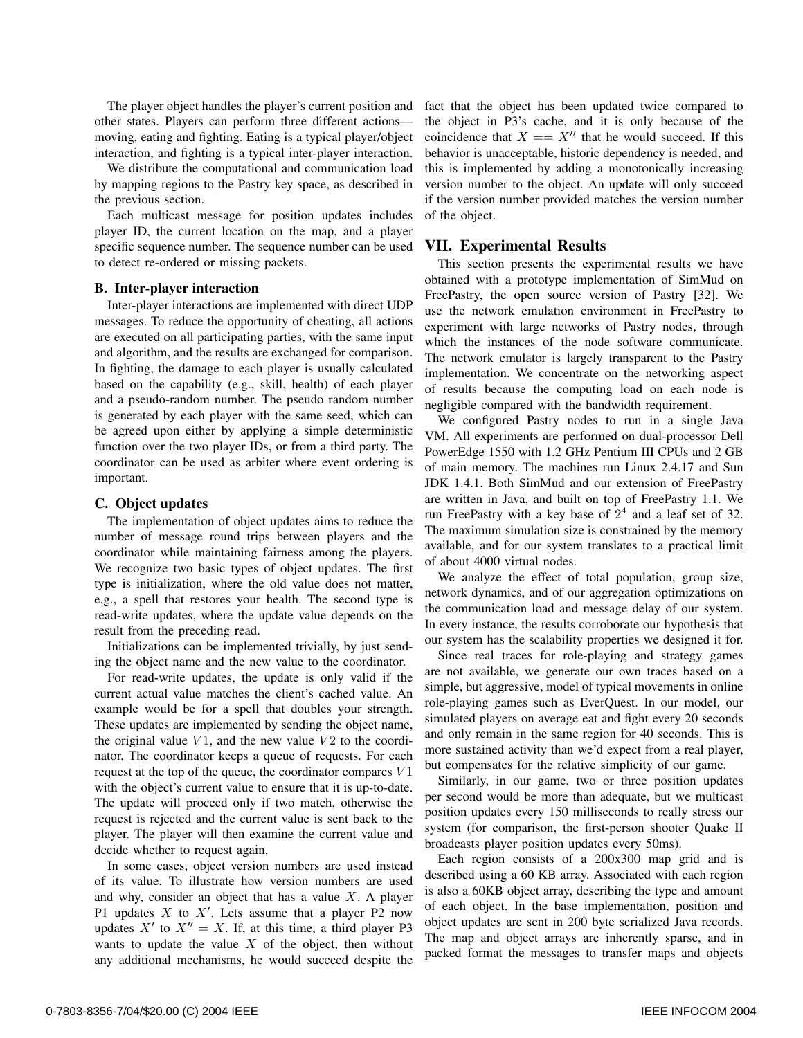The player object handles the player's current position and other states. Players can perform three different actions—moving, eating and fighting. Eating is a typical player/object interaction, and fighting is a typical inter-player interaction.

We distribute the computational and communication load by mapping regions to the Pastry key space, as described in the previous section.

Each multicast message for position updates includes player ID, the current location on the map, and a player specific sequence number. The sequence number can be used to detect re-ordered or missing packets.

### B. Inter-player interaction

Inter-player interactions are implemented with direct UDP messages. To reduce the opportunity of cheating, all actions are executed on all participating parties, with the same input and algorithm, and the results are exchanged for comparison. In fighting, the damage to each player is usually calculated based on the capability (e.g., skill, health) of each player and a pseudo-random number. The pseudo random number is generated by each player with the same seed, which can be agreed upon either by applying a simple deterministic function over the two player IDs, or from a third party. The coordinator can be used as arbiter where event ordering is important.

### C. Object updates

The implementation of object updates aims to reduce the number of message round trips between players and the coordinator while maintaining fairness among the players. We recognize two basic types of object updates. The first type is initialization, where the old value does not matter, e.g., a spell that restores your health. The second type is read-write updates, where the update value depends on the result from the preceding read.

Initializations can be implemented trivially, by just sending the object name and the new value to the coordinator.

For read-write updates, the update is only valid if the current actual value matches the client's cached value. An example would be for a spell that doubles your strength. These updates are implemented by sending the object name, the original value $V1$, and the new value $V2$ to the coordinator. The coordinator keeps a queue of requests. For each request at the top of the queue, the coordinator compares $V1$ with the object's current value to ensure that it is up-to-date. The update will proceed only if two match, otherwise the request is rejected and the current value is sent back to the player. The player will then examine the current value and decide whether to request again.

In some cases, object version numbers are used instead of its value. To illustrate how version numbers are used and why, consider an object that has a value $X$. A player P1 updates $X$ to $X'$. Lets assume that a player P2 now updates $X'$ to $X'' = X$. If, at this time, a third player P3 wants to update the value $X$ of the object, then without any additional mechanisms, he would succeed despite the fact that the object has been updated twice compared to the object in P3's cache, and it is only because of the coincidence that $X == X''$ that he would succeed. If this behavior is unacceptable, historic dependency is needed, and this is implemented by adding a monotonically increasing version number to the object. An update will only succeed if the version number provided matches the version number of the object.

## VII. Experimental Results

This section presents the experimental results we have obtained with a prototype implementation of SimMud on FreePastry, the open source version of Pastry [32]. We use the network emulation environment in FreePastry to experiment with large networks of Pastry nodes, through which the instances of the node software communicate. The network emulator is largely transparent to the Pastry implementation. We concentrate on the networking aspect of results because the computing load on each node is negligible compared with the bandwidth requirement.

We configured Pastry nodes to run in a single Java VM. All experiments are performed on dual-processor Dell PowerEdge 1550 with 1.2 GHz Pentium III CPUs and 2 GB of main memory. The machines run Linux 2.4.17 and Sun JDK 1.4.1. Both SimMud and our extension of FreePastry are written in Java, and built on top of FreePastry 1.1. We run FreePastry with a key base of $2^4$ and a leaf set of 32. The maximum simulation size is constrained by the memory available, and for our system translates to a practical limit of about 4000 virtual nodes.

We analyze the effect of total population, group size, network dynamics, and of our aggregation optimizations on the communication load and message delay of our system. In every instance, the results corroborate our hypothesis that our system has the scalability properties we designed it for.

Since real traces for role-playing and strategy games are not available, we generate our own traces based on a simple, but aggressive, model of typical movements in online role-playing games such as EverQuest. In our model, our simulated players on average eat and fight every 20 seconds and only remain in the same region for 40 seconds. This is more sustained activity than we'd expect from a real player, but compensates for the relative simplicity of our game.

Similarly, in our game, two or three position updates per second would be more than adequate, but we multicast position updates every 150 milliseconds to really stress our system (for comparison, the first-person shooter Quake II broadcasts player position updates every 50ms).

Each region consists of a 200x300 map grid and is described using a 60 KB array. Associated with each region is also a 60KB object array, describing the type and amount of each object. In the base implementation, position and object updates are sent in 200 byte serialized Java records. The map and object arrays are inherently sparse, and in packed format the messages to transfer maps and objects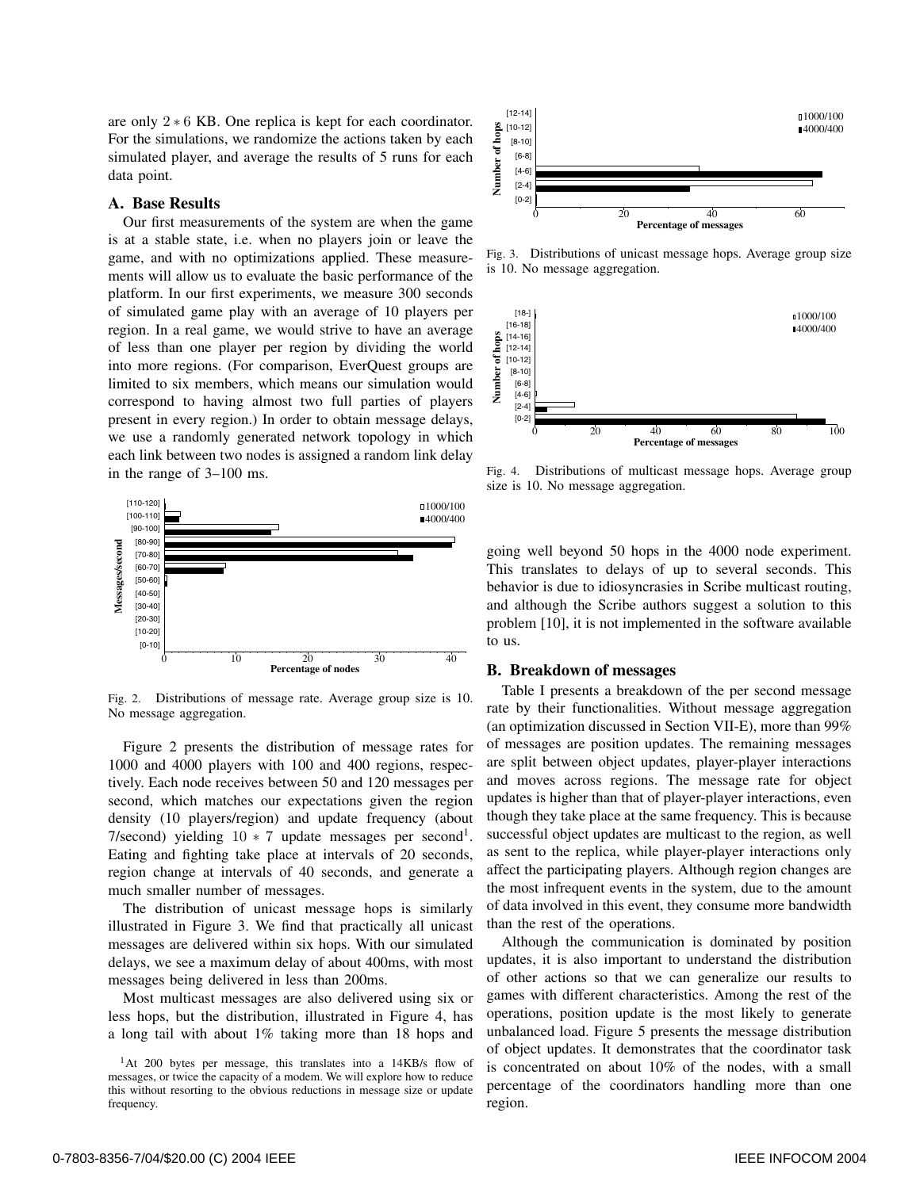are only $2 * 6$ KB. One replica is kept for each coordinator. For the simulations, we randomize the actions taken by each simulated player, and average the results of 5 runs for each data point.

### A. Base Results

Our first measurements of the system are when the game is at a stable state, i.e. when no players join or leave the game, and with no optimizations applied. These measurements will allow us to evaluate the basic performance of the platform. In our first experiments, we measure 300 seconds of simulated game play with an average of 10 players per region. In a real game, we would strive to have an average of less than one player per region by dividing the world into more regions. (For comparison, EverQuest groups are limited to six members, which means our simulation would correspond to having almost two full parties of players present in every region.) In order to obtain message delays, we use a randomly generated network topology in which each link between two nodes is assigned a random link delay in the range of 3–100 ms.

Fig. 2. Distributions of message rate. Average group size is 10. No message aggregation.

Figure 2 presents the distribution of message rates for 1000 and 4000 players with 100 and 400 regions, respectively. Each node receives between 50 and 120 messages per second, which matches our expectations given the region density (10 players/region) and update frequency (about 7/second) yielding $10 * 7$ update messages per second[1]. Eating and fighting take place at intervals of 20 seconds, region change at intervals of 40 seconds, and generate a much smaller number of messages.

The distribution of unicast message hops is similarly illustrated in Figure 3. We find that practically all unicast messages are delivered within six hops. With our simulated delays, we see a maximum delay of about 400ms, with most messages being delivered in less than 200ms.

Most multicast messages are also delivered using six or less hops, but the distribution, illustrated in Figure 4, has a long tail with about 1% taking more than 18 hops and going well beyond 50 hops in the 4000 node experiment. This translates to delays of up to several seconds. This behavior is due to idiosyncrasies in Scribe multicast routing, and although the Scribe authors suggest a solution to this problem [10], it is not implemented in the software available to us.

[1]At 200 bytes per message, this translates into a 14KB/s flow of messages, or twice the capacity of a modem. We will explore how to reduce this without resorting to the obvious reductions in message size or update frequency.

Fig. 3. Distributions of unicast message hops. Average group size is 10. No message aggregation.

Fig. 4. Distributions of multicast message hops. Average group size is 10. No message aggregation.

### B. Breakdown of messages

Table I presents a breakdown of the per second message rate by their functionalities. Without message aggregation (an optimization discussed in Section VII-E), more than 99% of messages are position updates. The remaining messages are split between object updates, player-player interactions and moves across regions. The message rate for object updates is higher than that of player-player interactions, even though they take place at the same frequency. This is because successful object updates are multicast to the region, as well as sent to the replica, while player-player interactions only affect the participating players. Although region changes are the most infrequent events in the system, due to the amount of data involved in this event, they consume more bandwidth than the rest of the operations.

Although the communication is dominated by position updates, it is also important to understand the distribution of other actions so that we can generalize our results to games with different characteristics. Among the rest of the operations, position update is the most likely to generate unbalanced load. Figure 5 presents the message distribution of object updates. It demonstrates that the coordinator task is concentrated on about 10% of the nodes, with a small percentage of the coordinators handling more than one region.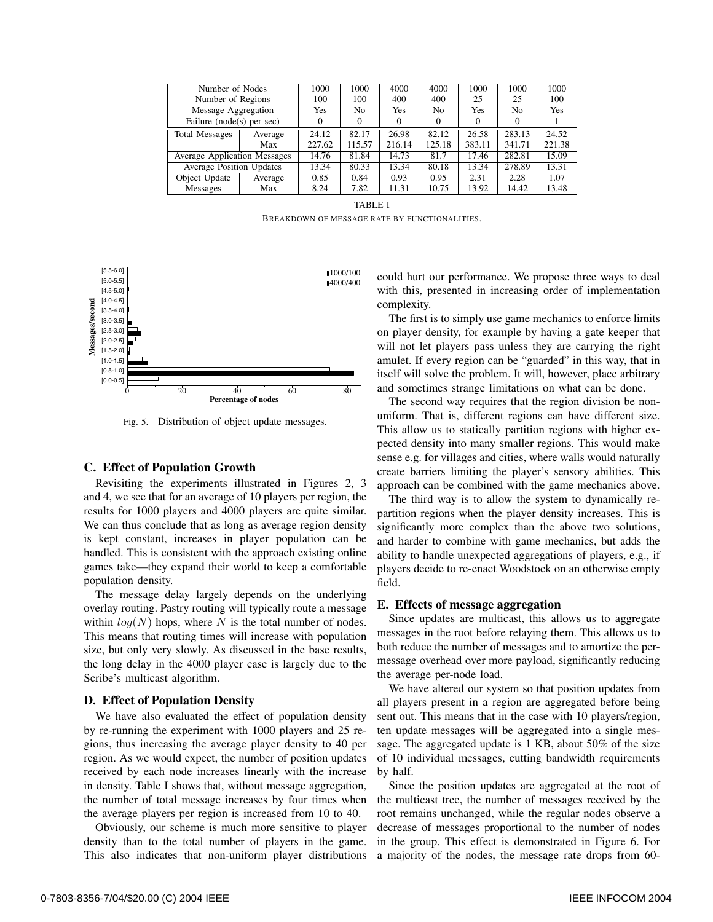| Number of Nodes | | 1000 | 1000 | 4000 | 4000 | 1000 | 1000 | 1000 |
|---|---|---|---|---|---|---|---|---|
| Number of Regions | | 100 | 100 | 400 | 400 | 25 | 25 | 100 |
| Message Aggregation | | Yes | No | Yes | No | Yes | No | Yes |
| Failure (node(s) per sec) | | 0 | 0 | 0 | 0 | 0 | 0 | 1 |
| Total Messages | Average | 24.12 | 82.17 | 26.98 | 82.12 | 26.58 | 283.13 | 24.52 |
| | Max | 227.62 | 115.57 | 216.14 | 125.18 | 383.11 | 341.71 | 221.38 |
| Average Application Messages | | 14.76 | 81.84 | 14.73 | 81.7 | 17.46 | 282.81 | 15.09 |
| Average Position Updates | | 13.34 | 80.33 | 13.34 | 80.18 | 13.34 | 278.89 | 13.31 |
| Object Update Messages | Average | 0.85 | 0.84 | 0.93 | 0.95 | 2.31 | 2.28 | 1.07 |
| | Max | 8.24 | 7.82 | 11.31 | 10.75 | 13.92 | 14.42 | 13.48 |

TABLE I

BREAKDOWN OF MESSAGE RATE BY FUNCTIONALITIES.

Fig. 5. Distribution of object update messages.

### C. Effect of Population Growth

Revisiting the experiments illustrated in Figures 2, 3 and 4, we see that for an average of 10 players per region, the results for 1000 players and 4000 players are quite similar. We can thus conclude that as long as average region density is kept constant, increases in player population can be handled. This is consistent with the approach existing online games take—they expand their world to keep a comfortable population density.

The message delay largely depends on the underlying overlay routing. Pastry routing will typically route a message within $log(N)$ hops, where $N$ is the total number of nodes. This means that routing times will increase with population size, but only very slowly. As discussed in the base results, the long delay in the 4000 player case is largely due to the Scribe's multicast algorithm.

### D. Effect of Population Density

We have also evaluated the effect of population density by re-running the experiment with 1000 players and 25 regions, thus increasing the average player density to 40 per region. As we would expect, the number of position updates received by each node increases linearly with the increase in density. Table I shows that, without message aggregation, the number of total message increases by four times when the average players per region is increased from 10 to 40.

Obviously, our scheme is much more sensitive to player density than to the total number of players in the game. This also indicates that non-uniform player distributions could hurt our performance. We propose three ways to deal with this, presented in increasing order of implementation complexity.

The first is to simply use game mechanics to enforce limits on player density, for example by having a gate keeper that will not let players pass unless they are carrying the right amulet. If every region can be "guarded" in this way, that in itself will solve the problem. It will, however, place arbitrary and sometimes strange limitations on what can be done.

The second way requires that the region division be non-uniform. That is, different regions can have different size. This allow us to statically partition regions with higher expected density into many smaller regions. This would make sense e.g. for villages and cities, where walls would naturally create barriers limiting the player's sensory abilities. This approach can be combined with the game mechanics above.

The third way is to allow the system to dynamically re-partition regions when the player density increases. This is significantly more complex than the above two solutions, and harder to combine with game mechanics, but adds the ability to handle unexpected aggregations of players, e.g., if players decide to re-enact Woodstock on an otherwise empty field.

### E. Effects of message aggregation

Since updates are multicast, this allows us to aggregate messages in the root before relaying them. This allows us to both reduce the number of messages and to amortize the per-message overhead over more payload, significantly reducing the average per-node load.

We have altered our system so that position updates from all players present in a region are aggregated before being sent out. This means that in the case with 10 players/region, ten update messages will be aggregated into a single message. The aggregated update is 1 KB, about 50% of the size of 10 individual messages, cutting bandwidth requirements by half.

Since the position updates are aggregated at the root of the multicast tree, the number of messages received by the root remains unchanged, while the regular nodes observe a decrease of messages proportional to the number of nodes in the group. This effect is demonstrated in Figure 6. For a majority of the nodes, the message rate drops from 60-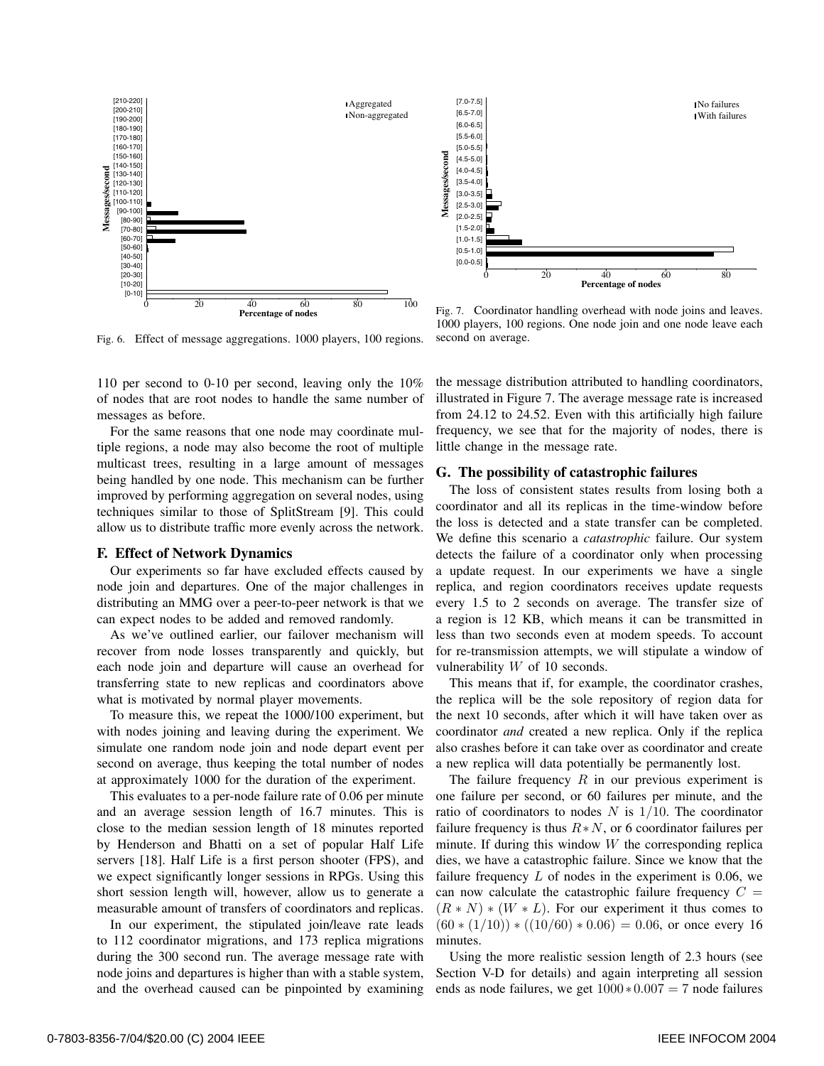Fig. 6. Effect of message aggregations. 1000 players, 100 regions.

Fig. 7. Coordinator handling overhead with node joins and leaves. 1000 players, 100 regions. One node join and one node leave each second on average.

110 per second to 0-10 per second, leaving only the 10% of nodes that are root nodes to handle the same number of messages as before.

For the same reasons that one node may coordinate multiple regions, a node may also become the root of multiple multicast trees, resulting in a large amount of messages being handled by one node. This mechanism can be further improved by performing aggregation on several nodes, using techniques similar to those of SplitStream [9]. This could allow us to distribute traffic more evenly across the network.

### F. Effect of Network Dynamics

Our experiments so far have excluded effects caused by node join and departures. One of the major challenges in distributing an MMG over a peer-to-peer network is that we can expect nodes to be added and removed randomly.

As we've outlined earlier, our failover mechanism will recover from node losses transparently and quickly, but each node join and departure will cause an overhead for transferring state to new replicas and coordinators above what is motivated by normal player movements.

To measure this, we repeat the 1000/100 experiment, but with nodes joining and leaving during the experiment. We simulate one random node join and node depart event per second on average, thus keeping the total number of nodes at approximately 1000 for the duration of the experiment.

This evaluates to a per-node failure rate of 0.06 per minute and an average session length of 16.7 minutes. This is close to the median session length of 18 minutes reported by Henderson and Bhatti on a set of popular Half Life servers [18]. Half Life is a first person shooter (FPS), and we expect significantly longer sessions in RPGs. Using this short session length will, however, allow us to generate a measurable amount of transfers of coordinators and replicas.

In our experiment, the stipulated join/leave rate leads to 112 coordinator migrations, and 173 replica migrations during the 300 second run. The average message rate with node joins and departures is higher than with a stable system, and the overhead caused can be pinpointed by examining the message distribution attributed to handling coordinators, illustrated in Figure 7. The average message rate is increased from 24.12 to 24.52. Even with this artificially high failure frequency, we see that for the majority of nodes, there is little change in the message rate.

### G. The possibility of catastrophic failures

The loss of consistent states results from losing both a coordinator and all its replicas in the time-window before the loss is detected and a state transfer can be completed. We define this scenario a *catastrophic* failure. Our system detects the failure of a coordinator only when processing a update request. In our experiments we have a single replica, and region coordinators receives update requests every 1.5 to 2 seconds on average. The transfer size of a region is 12 KB, which means it can be transmitted in less than two seconds even at modem speeds. To account for re-transmission attempts, we will stipulate a window of vulnerability $W$ of 10 seconds.

This means that if, for example, the coordinator crashes, the replica will be the sole repository of region data for the next 10 seconds, after which it will have taken over as coordinator *and* created a new replica. Only if the replica also crashes before it can take over as coordinator and create a new replica will data potentially be permanently lost.

The failure frequency $R$ in our previous experiment is one failure per second, or 60 failures per minute, and the ratio of coordinators to nodes $N$ is $1/10$. The coordinator failure frequency is thus $R * N$, or 6 coordinator failures per minute. If during this window $W$ the corresponding replica dies, we have a catastrophic failure. Since we know that the failure frequency $L$ of nodes in the experiment is 0.06, we can now calculate the catastrophic failure frequency $C = (R * N) * (W * L)$. For our experiment it thus comes to $(60 * (1/10)) * ((10/60) * 0.06) = 0.06$, or once every 16 minutes.

Using the more realistic session length of 2.3 hours (see Section V-D for details) and again interpreting all session ends as node failures, we get $1000 * 0.007 = 7$ node failures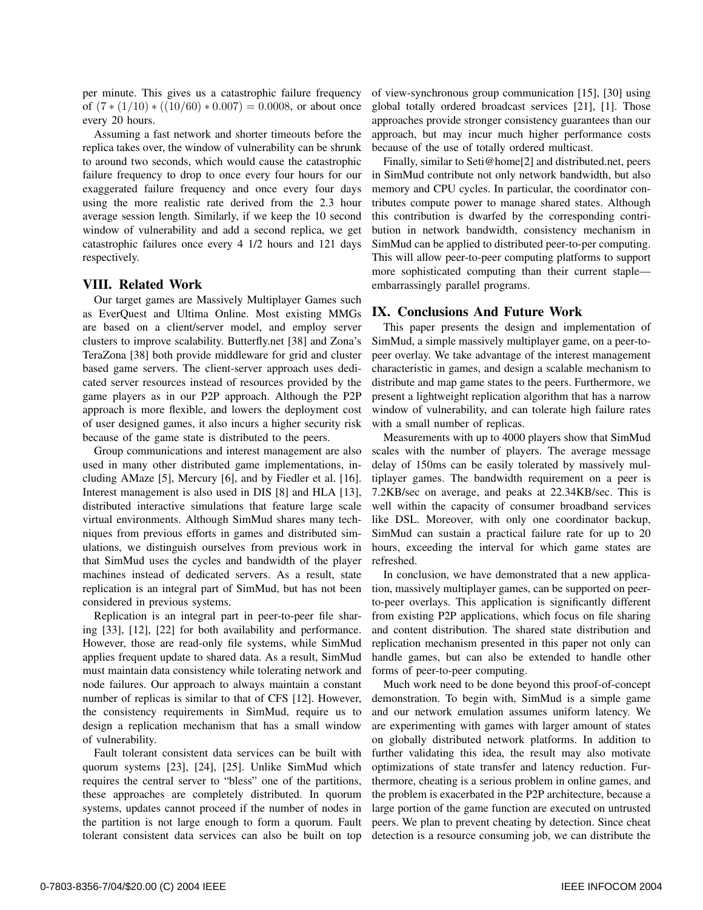per minute. This gives us a catastrophic failure frequency of $(7 * (1/10) * ((10/60) * 0.007) = 0.0008$, or about once every 20 hours.

Assuming a fast network and shorter timeouts before the replica takes over, the window of vulnerability can be shrunk to around two seconds, which would cause the catastrophic failure frequency to drop to once every four hours for our exaggerated failure frequency and once every four days using the more realistic rate derived from the 2.3 hour average session length. Similarly, if we keep the 10 second window of vulnerability and add a second replica, we get catastrophic failures once every 4 1/2 hours and 121 days respectively.

## VIII. Related Work

Our target games are Massively Multiplayer Games such as EverQuest and Ultima Online. Most existing MMGs are based on a client/server model, and employ server clusters to improve scalability. Butterfly.net [38] and Zona's TeraZona [38] both provide middleware for grid and cluster based game servers. The client-server approach uses dedicated server resources instead of resources provided by the game players as in our P2P approach. Although the P2P approach is more flexible, and lowers the deployment cost of user designed games, it also incurs a higher security risk because of the game state is distributed to the peers.

Group communications and interest management are also used in many other distributed game implementations, including AMaze [5], Mercury [6], and by Fiedler et al. [16]. Interest management is also used in DIS [8] and HLA [13], distributed interactive simulations that feature large scale virtual environments. Although SimMud shares many techniques from previous efforts in games and distributed simulations, we distinguish ourselves from previous work in that SimMud uses the cycles and bandwidth of the player machines instead of dedicated servers. As a result, state replication is an integral part of SimMud, but has not been considered in previous systems.

Replication is an integral part in peer-to-peer file sharing [33], [12], [22] for both availability and performance. However, those are read-only file systems, while SimMud applies frequent update to shared data. As a result, SimMud must maintain data consistency while tolerating network and node failures. Our approach to always maintain a constant number of replicas is similar to that of CFS [12]. However, the consistency requirements in SimMud, require us to design a replication mechanism that has a small window of vulnerability.

Fault tolerant consistent data services can be built with quorum systems [23], [24], [25]. Unlike SimMud which requires the central server to "bless" one of the partitions, these approaches are completely distributed. In quorum systems, updates cannot proceed if the number of nodes in the partition is not large enough to form a quorum. Fault tolerant consistent data services can also be built on top of view-synchronous group communication [15], [30] using global totally ordered broadcast services [21], [1]. Those approaches provide stronger consistency guarantees than our approach, but may incur much higher performance costs because of the use of totally ordered multicast.

Finally, similar to Seti@home[2] and distributed.net, peers in SimMud contribute not only network bandwidth, but also memory and CPU cycles. In particular, the coordinator contributes compute power to manage shared states. Although this contribution is dwarfed by the corresponding contribution in network bandwidth, consistency mechanism in SimMud can be applied to distributed peer-to-per computing. This will allow peer-to-peer computing platforms to support more sophisticated computing than their current staple—embarrassingly parallel programs.

## IX. Conclusions And Future Work

This paper presents the design and implementation of SimMud, a simple massively multiplayer game, on a peer-to-peer overlay. We take advantage of the interest management characteristic in games, and design a scalable mechanism to distribute and map game states to the peers. Furthermore, we present a lightweight replication algorithm that has a narrow window of vulnerability, and can tolerate high failure rates with a small number of replicas.

Measurements with up to 4000 players show that SimMud scales with the number of players. The average message delay of 150ms can be easily tolerated by massively multiplayer games. The bandwidth requirement on a peer is 7.2KB/sec on average, and peaks at 22.34KB/sec. This is well within the capacity of consumer broadband services like DSL. Moreover, with only one coordinator backup, SimMud can sustain a practical failure rate for up to 20 hours, exceeding the interval for which game states are refreshed.

In conclusion, we have demonstrated that a new application, massively multiplayer games, can be supported on peer-to-peer overlays. This application is significantly different from existing P2P applications, which focus on file sharing and content distribution. The shared state distribution and replication mechanism presented in this paper not only can handle games, but can also be extended to handle other forms of peer-to-peer computing.

Much work need to be done beyond this proof-of-concept demonstration. To begin with, SimMud is a simple game and our network emulation assumes uniform latency. We are experimenting with games with larger amount of states on globally distributed network platforms. In addition to further validating this idea, the result may also motivate optimizations of state transfer and latency reduction. Furthermore, cheating is a serious problem in online games, and the problem is exacerbated in the P2P architecture, because a large portion of the game function are executed on untrusted peers. We plan to prevent cheating by detection. Since cheat detection is a resource consuming job, we can distribute the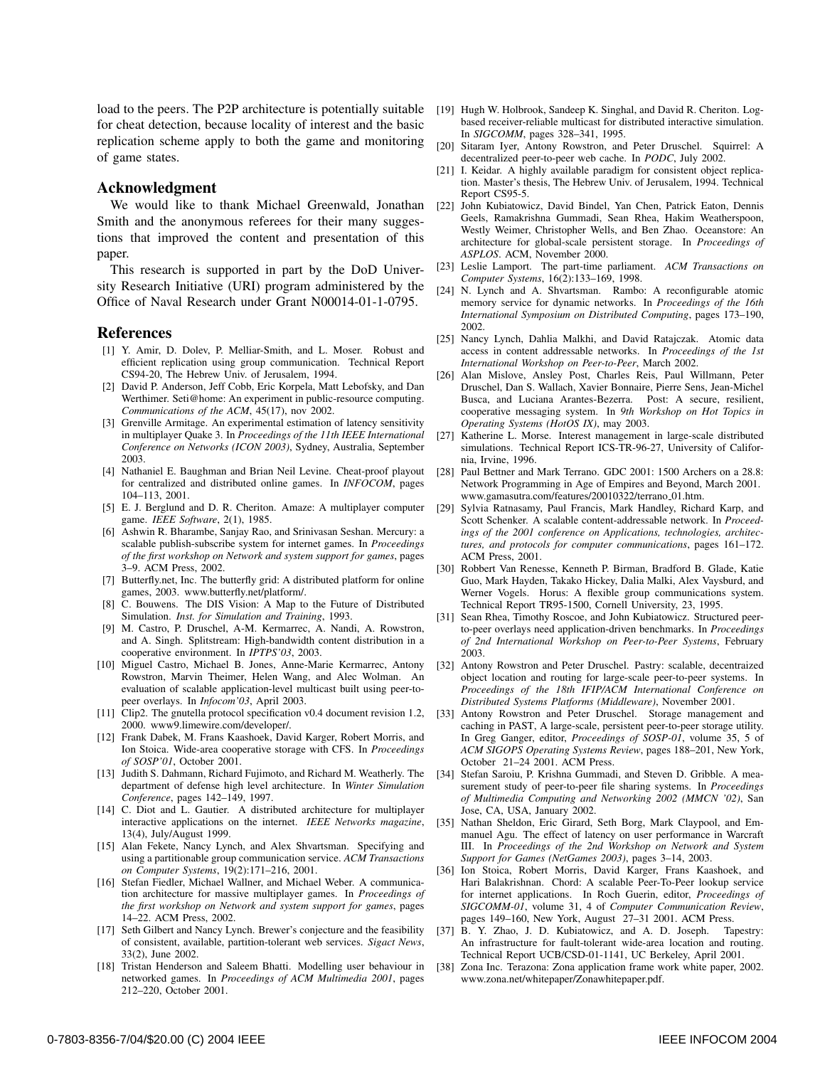load to the peers. The P2P architecture is potentially suitable for cheat detection, because locality of interest and the basic replication scheme apply to both the game and monitoring of game states.

## Acknowledgment

We would like to thank Michael Greenwald, Jonathan Smith and the anonymous referees for their many suggestions that improved the content and presentation of this paper.

This research is supported in part by the DoD University Research Initiative (URI) program administered by the Office of Naval Research under Grant N00014-01-1-0795.

## References

[1] Y. Amir, D. Dolev, P. Melliar-Smith, and L. Moser. Robust and efficient replication using group communication. Technical Report CS94-20, The Hebrew Univ. of Jerusalem, 1994.

[2] David P. Anderson, Jeff Cobb, Eric Korpela, Matt Lebofsky, and Dan Werthimer. Seti@home: An experiment in public-resource computing. *Communications of the ACM*, 45(17), nov 2002.

[3] Grenville Armitage. An experimental estimation of latency sensitivity in multiplayer Quake 3. In *Proceedings of the 11th IEEE International Conference on Networks (ICON 2003)*, Sydney, Australia, September 2003.

[4] Nathaniel E. Baughman and Brian Neil Levine. Cheat-proof playout for centralized and distributed online games. In *INFOCOM*, pages 104–113, 2001.

[5] E. J. Berglund and D. R. Cheriton. Amaze: A multiplayer computer game. *IEEE Software*, 2(1), 1985.

[6] Ashwin R. Bharambe, Sanjay Rao, and Srinivasan Seshan. Mercury: a scalable publish-subscribe system for internet games. In *Proceedings of the first workshop on Network and system support for games*, pages 3–9. ACM Press, 2002.

[7] Butterfly.net, Inc. The butterfly grid: A distributed platform for online games, 2003. www.butterfly.net/platform/.

[8] C. Bouwens. The DIS Vision: A Map to the Future of Distributed Simulation. *Inst. for Simulation and Training*, 1993.

[9] M. Castro, P. Druschel, A-M. Kermarrec, A. Nandi, A. Rowstron, and A. Singh. Splitstream: High-bandwidth content distribution in a cooperative environment. In *IPTPS'03*, 2003.

[10] Miguel Castro, Michael B. Jones, Anne-Marie Kermarrec, Antony Rowstron, Marvin Theimer, Helen Wang, and Alec Wolman. An evaluation of scalable application-level multicast built using peer-to-peer overlays. In *Infocom'03*, April 2003.

[11] Clip2. The gnutella protocol specification v0.4 document revision 1.2, 2000. www9.limewire.com/developer/.

[12] Frank Dabek, M. Frans Kaashoek, David Karger, Robert Morris, and Ion Stoica. Wide-area cooperative storage with CFS. In *Proceedings of SOSP'01*, October 2001.

[13] Judith S. Dahmann, Richard Fujimoto, and Richard M. Weatherly. The department of defense high level architecture. In *Winter Simulation Conference*, pages 142–149, 1997.

[14] C. Diot and L. Gautier. A distributed architecture for multiplayer interactive applications on the internet. *IEEE Networks magazine*, 13(4), July/August 1999.

[15] Alan Fekete, Nancy Lynch, and Alex Shvartsman. Specifying and using a partitionable group communication service. *ACM Transactions on Computer Systems*, 19(2):171–216, 2001.

[16] Stefan Fiedler, Michael Wallner, and Michael Weber. A communication architecture for massive multiplayer games. In *Proceedings of the first workshop on Network and system support for games*, pages 14–22. ACM Press, 2002.

[17] Seth Gilbert and Nancy Lynch. Brewer's conjecture and the feasibility of consistent, available, partition-tolerant web services. *Sigact News*, 33(2), June 2002.

[18] Tristan Henderson and Saleem Bhatti. Modelling user behaviour in networked games. In *Proceedings of ACM Multimedia 2001*, pages 212–220, October 2001.

[19] Hugh W. Holbrook, Sandeep K. Singhal, and David R. Cheriton. Log-based receiver-reliable multicast for distributed interactive simulation. In *SIGCOMM*, pages 328–341, 1995.

[20] Sitaram Iyer, Antony Rowstron, and Peter Druschel. Squirrel: A decentralized peer-to-peer web cache. In *PODC*, July 2002.

[21] I. Keidar. A highly available paradigm for consistent object replication. Master's thesis, The Hebrew Univ. of Jerusalem, 1994. Technical Report CS95-5.

[22] John Kubiatowicz, David Bindel, Yan Chen, Patrick Eaton, Dennis Geels, Ramakrishna Gummadi, Sean Rhea, Hakim Weatherspoon, Westly Weimer, Christopher Wells, and Ben Zhao. Oceanstore: An architecture for global-scale persistent storage. In *Proceedings of ASPLOS*. ACM, November 2000.

[23] Leslie Lamport. The part-time parliament. *ACM Transactions on Computer Systems*, 16(2):133–169, 1998.

[24] N. Lynch and A. Shvartsman. Rambo: A reconfigurable atomic memory service for dynamic networks. In *Proceedings of the 16th International Symposium on Distributed Computing*, pages 173–190, 2002.

[25] Nancy Lynch, Dahlia Malkhi, and David Ratajczak. Atomic data access in content addressable networks. In *Proceedings of the 1st International Workshop on Peer-to-Peer*, March 2002.

[26] Alan Mislove, Ansley Post, Charles Reis, Paul Willmann, Peter Druschel, Dan S. Wallach, Xavier Bonnaire, Pierre Sens, Jean-Michel Busca, and Luciana Arantes-Bezerra. Post: A secure, resilient, cooperative messaging system. In *9th Workshop on Hot Topics in Operating Systems (HotOS IX)*, may 2003.

[27] Katherine L. Morse. Interest management in large-scale distributed simulations. Technical Report ICS-TR-96-27, University of California, Irvine, 1996.

[28] Paul Bettner and Mark Terrano. GDC 2001: 1500 Archers on a 28.8: Network Programming in Age of Empires and Beyond, March 2001. www.gamasutra.com/features/20010322/terrano_01.htm.

[29] Sylvia Ratnasamy, Paul Francis, Mark Handley, Richard Karp, and Scott Schenker. A scalable content-addressable network. In *Proceedings of the 2001 conference on Applications, technologies, architectures, and protocols for computer communications*, pages 161–172. ACM Press, 2001.

[30] Robbert Van Renesse, Kenneth P. Birman, Bradford B. Glade, Katie Guo, Mark Hayden, Takako Hickey, Dalia Malki, Alex Vaysburd, and Werner Vogels. Horus: A flexible group communications system. Technical Report TR95-1500, Cornell University, 23, 1995.

[31] Sean Rhea, Timothy Roscoe, and John Kubiatowicz. Structured peer-to-peer overlays need application-driven benchmarks. In *Proceedings of 2nd International Workshop on Peer-to-Peer Systems*, February 2003.

[32] Antony Rowstron and Peter Druschel. Pastry: scalable, decentraized object location and routing for large-scale peer-to-peer systems. In *Proceedings of the 18th IFIP/ACM International Conference on Distributed Systems Platforms (Middleware)*, November 2001.

[33] Antony Rowstron and Peter Druschel. Storage management and caching in PAST, A large-scale, persistent peer-to-peer storage utility. In Greg Ganger, editor, *Proceedings of SOSP-01*, volume 35, 5 of *ACM SIGOPS Operating Systems Review*, pages 188–201, New York, October 21–24 2001. ACM Press.

[34] Stefan Saroiu, P. Krishna Gummadi, and Steven D. Gribble. A measurement study of peer-to-peer file sharing systems. In *Proceedings of Multimedia Computing and Networking 2002 (MMCN '02)*, San Jose, CA, USA, January 2002.

[35] Nathan Sheldon, Eric Girard, Seth Borg, Mark Claypool, and Emmanuel Agu. The effect of latency on user performance in Warcraft III. In *Proceedings of the 2nd Workshop on Network and System Support for Games (NetGames 2003)*, pages 3–14, 2003.

[36] Ion Stoica, Robert Morris, David Karger, Frans Kaashoek, and Hari Balakrishnan. Chord: A scalable Peer-To-Peer lookup service for internet applications. In Roch Guerin, editor, *Proceedings of SIGCOMM-01*, volume 31, 4 of *Computer Communication Review*, pages 149–160, New York, August 27–31 2001. ACM Press.

[37] B. Y. Zhao, J. D. Kubiatowicz, and A. D. Joseph. Tapestry: An infrastructure for fault-tolerant wide-area location and routing. Technical Report UCB/CSD-01-1141, UC Berkeley, April 2001.

[38] Zona Inc. Terazona: Zona application frame work white paper, 2002. www.zona.net/whitepaper/Zonawhitepaper.pdf.